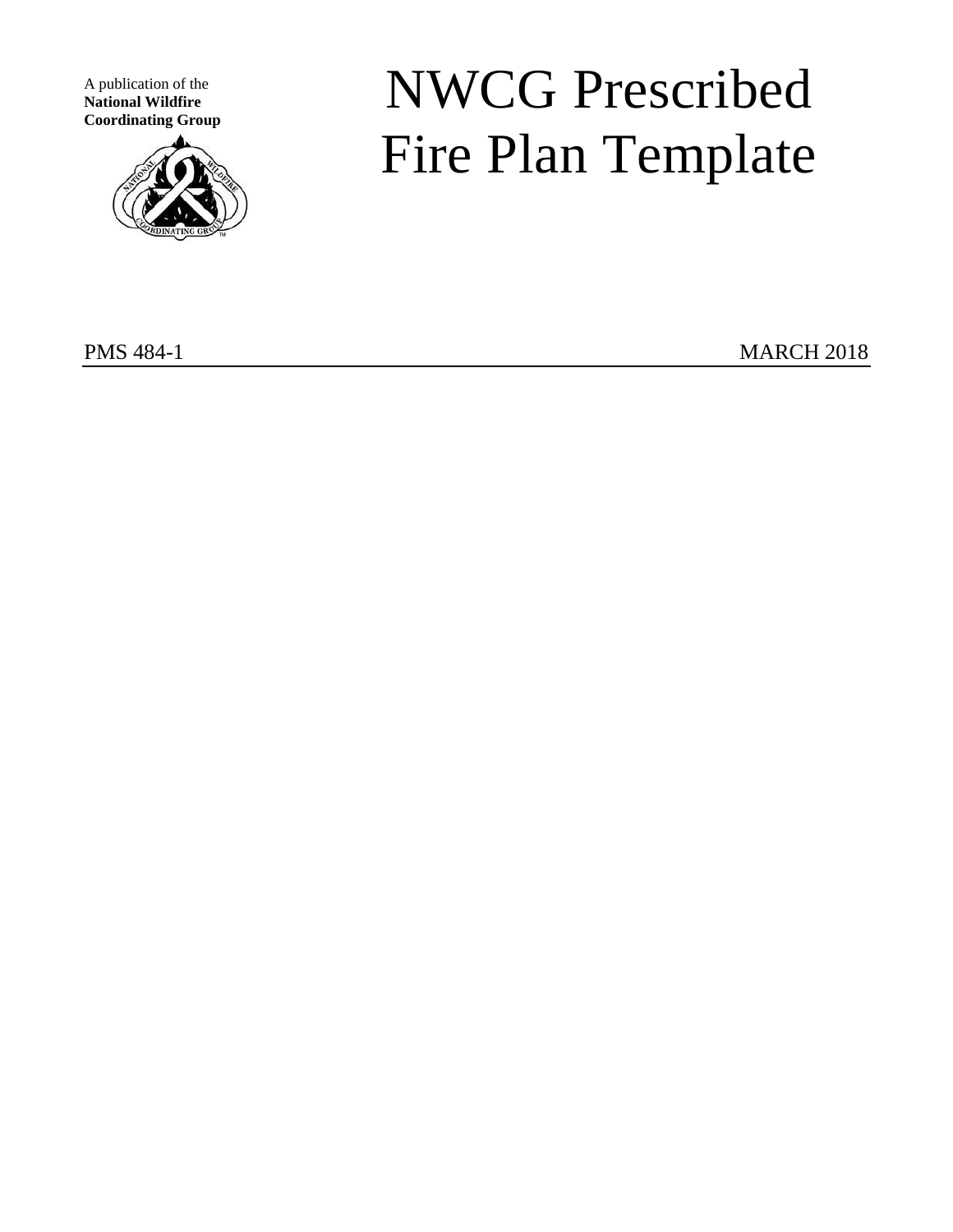A publication of the
**National Wildfire**
**Coordinating Group**

# NWCG Prescribed Fire Plan Template

PMS 484-1 MARCH 2018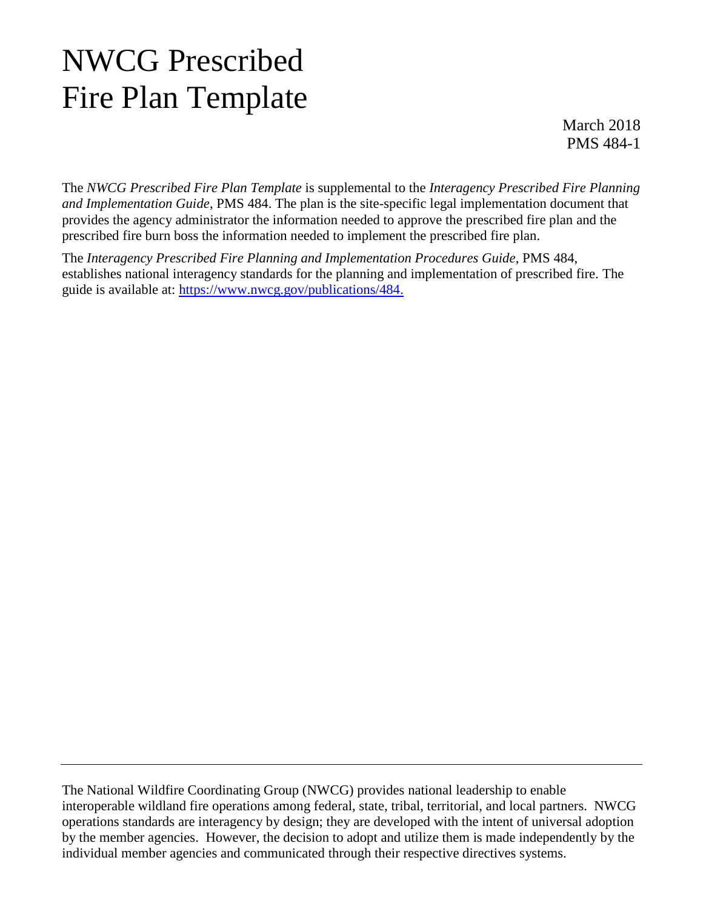# NWCG Prescribed Fire Plan Template

March 2018
PMS 484-1

The *NWCG Prescribed Fire Plan Template* is supplemental to the *Interagency Prescribed Fire Planning and Implementation Guide*, PMS 484. The plan is the site-specific legal implementation document that provides the agency administrator the information needed to approve the prescribed fire plan and the prescribed fire burn boss the information needed to implement the prescribed fire plan.

The *Interagency Prescribed Fire Planning and Implementation Procedures Guide*, PMS 484, establishes national interagency standards for the planning and implementation of prescribed fire. The guide is available at: [https://www.nwcg.gov/publications/484.](https://www.nwcg.gov/publications/484)

---

The National Wildfire Coordinating Group (NWCG) provides national leadership to enable interoperable wildland fire operations among federal, state, tribal, territorial, and local partners. NWCG operations standards are interagency by design; they are developed with the intent of universal adoption by the member agencies. However, the decision to adopt and utilize them is made independently by the individual member agencies and communicated through their respective directives systems.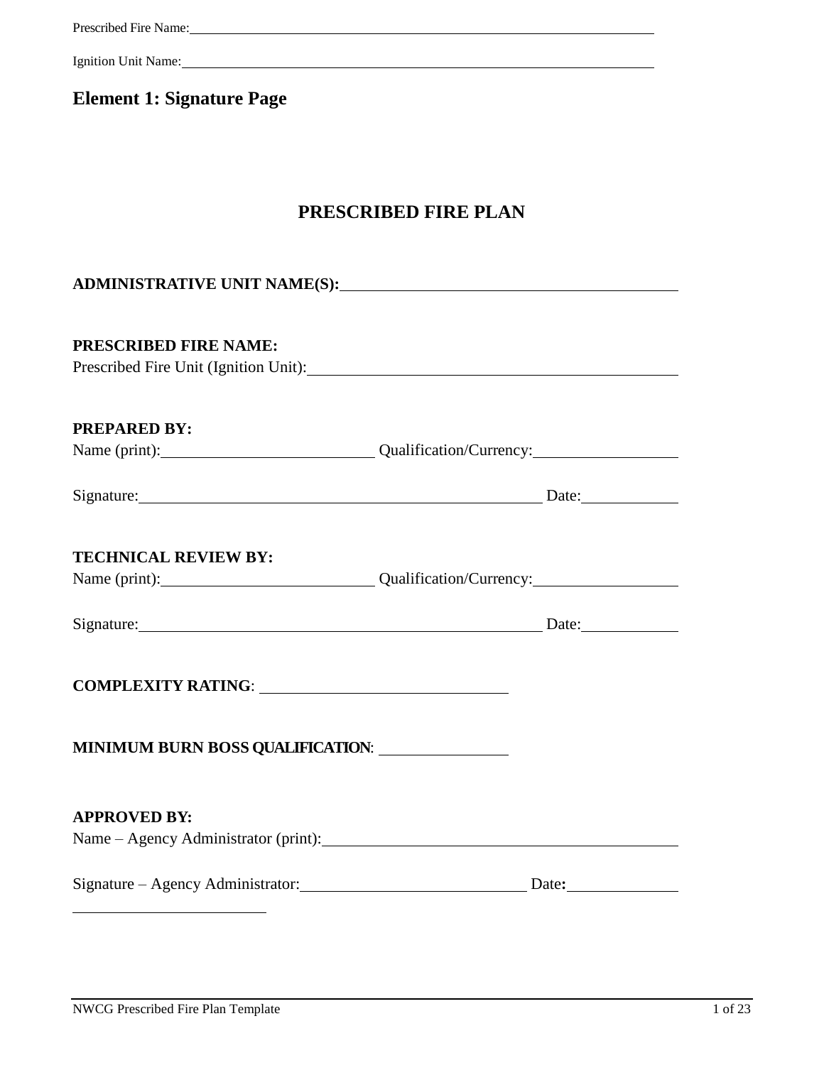Prescribed Fire Name: ____________________

Ignition Unit Name: ____________________

## Element 1: Signature Page

# PRESCRIBED FIRE PLAN

**ADMINISTRATIVE UNIT NAME(S):** ____________________

**PRESCRIBED FIRE NAME:**
Prescribed Fire Unit (Ignition Unit): ____________________

**PREPARED BY:**
Name (print): ____________________ Qualification/Currency: ____________________

Signature: ____________________ Date: __________

**TECHNICAL REVIEW BY:**
Name (print): ____________________ Qualification/Currency: ____________________

Signature: ____________________ Date: __________

**COMPLEXITY RATING**: ____________________

**MINIMUM BURN BOSS QUALIFICATION**: ____________________

**APPROVED BY:**
Name – Agency Administrator (print): ____________________

Signature – Agency Administrator: ____________________ Date**:** __________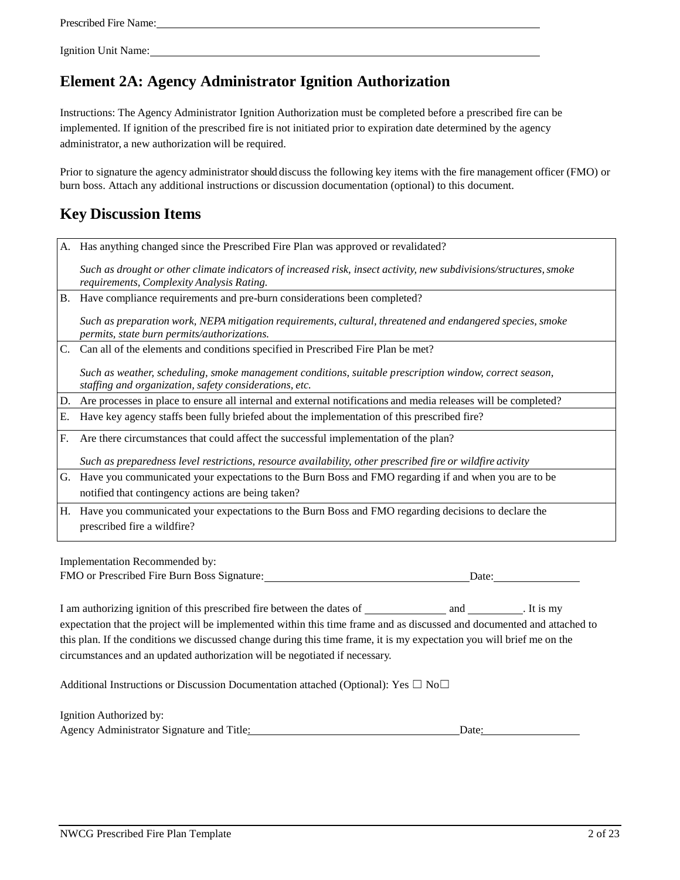Prescribed Fire Name: ____________________________________________

Ignition Unit Name: ____________________________________________

## Element 2A: Agency Administrator Ignition Authorization

Instructions: The Agency Administrator Ignition Authorization must be completed before a prescribed fire can be implemented. If ignition of the prescribed fire is not initiated prior to expiration date determined by the agency administrator, a new authorization will be required.

Prior to signature the agency administrator should discuss the following key items with the fire management officer (FMO) or burn boss. Attach any additional instructions or discussion documentation (optional) to this document.

## Key Discussion Items

| | |
|---|---|
| A. | Has anything changed since the Prescribed Fire Plan was approved or revalidated?<br><br>*Such as drought or other climate indicators of increased risk, insect activity, new subdivisions/structures, smoke requirements, Complexity Analysis Rating.* |
| B. | Have compliance requirements and pre-burn considerations been completed?<br><br>*Such as preparation work, NEPA mitigation requirements, cultural, threatened and endangered species, smoke permits, state burn permits/authorizations.* |
| C. | Can all of the elements and conditions specified in Prescribed Fire Plan be met?<br><br>*Such as weather, scheduling, smoke management conditions, suitable prescription window, correct season, staffing and organization, safety considerations, etc.* |
| D. | Are processes in place to ensure all internal and external notifications and media releases will be completed? |
| E. | Have key agency staffs been fully briefed about the implementation of this prescribed fire? |
| F. | Are there circumstances that could affect the successful implementation of the plan?<br><br>*Such as preparedness level restrictions, resource availability, other prescribed fire or wildfire activity* |
| G. | Have you communicated your expectations to the Burn Boss and FMO regarding if and when you are to be notified that contingency actions are being taken? |
| H. | Have you communicated your expectations to the Burn Boss and FMO regarding decisions to declare the prescribed fire a wildfire? |

Implementation Recommended by:
FMO or Prescribed Fire Burn Boss Signature: ______________________________ Date: ____________

I am authorizing ignition of this prescribed fire between the dates of ____________ and ________. It is my expectation that the project will be implemented within this time frame and as discussed and documented and attached to this plan. If the conditions we discussed change during this time frame, it is my expectation you will brief me on the circumstances and an updated authorization will be negotiated if necessary.

Additional Instructions or Discussion Documentation attached (Optional): Yes ☐ No☐

Ignition Authorized by:
Agency Administrator Signature and Title: ______________________________ Date: ____________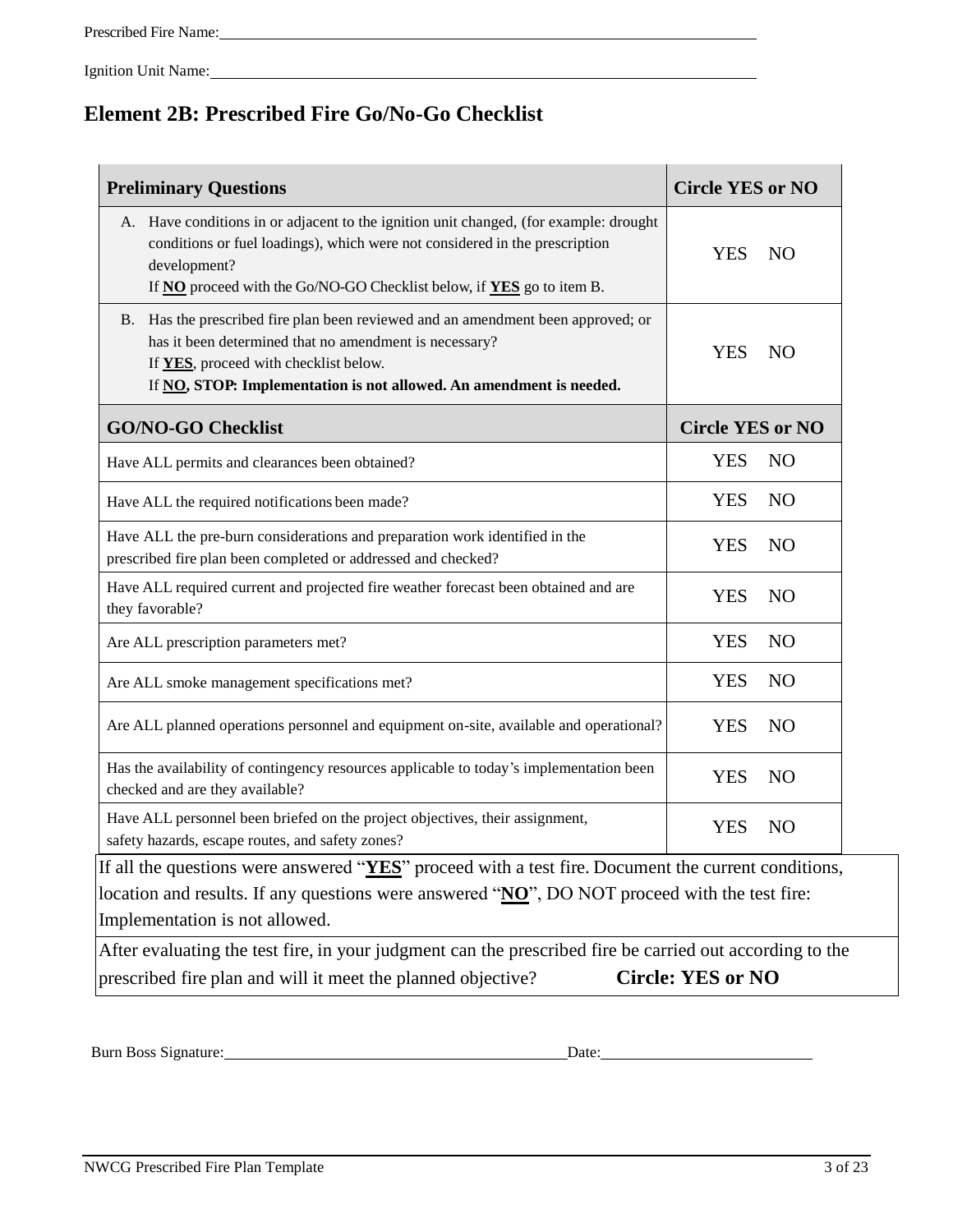Prescribed Fire Name: ______________________________

Ignition Unit Name: ______________________________

## Element 2B: Prescribed Fire Go/No-Go Checklist

| **Preliminary Questions** | **Circle YES or NO** |
|---|---|
| A. Have conditions in or adjacent to the ignition unit changed, (for example: drought conditions or fuel loadings), which were not considered in the prescription development? If **NO** proceed with the Go/NO-GO Checklist below, if **YES** go to item B. | YES NO |
| B. Has the prescribed fire plan been reviewed and an amendment been approved; or has it been determined that no amendment is necessary? If **YES**, proceed with checklist below. If **NO, STOP: Implementation is not allowed. An amendment is needed.** | YES NO |
| **GO/NO-GO Checklist** | **Circle YES or NO** |
| Have ALL permits and clearances been obtained? | YES NO |
| Have ALL the required notifications been made? | YES NO |
| Have ALL the pre-burn considerations and preparation work identified in the prescribed fire plan been completed or addressed and checked? | YES NO |
| Have ALL required current and projected fire weather forecast been obtained and are they favorable? | YES NO |
| Are ALL prescription parameters met? | YES NO |
| Are ALL smoke management specifications met? | YES NO |
| Are ALL planned operations personnel and equipment on-site, available and operational? | YES NO |
| Has the availability of contingency resources applicable to today's implementation been checked and are they available? | YES NO |
| Have ALL personnel been briefed on the project objectives, their assignment, safety hazards, escape routes, and safety zones? | YES NO |

If all the questions were answered "**YES**" proceed with a test fire. Document the current conditions, location and results. If any questions were answered "**NO**", DO NOT proceed with the test fire: Implementation is not allowed.

After evaluating the test fire, in your judgment can the prescribed fire be carried out according to the prescribed fire plan and will it meet the planned objective? **Circle: YES or NO**

Burn Boss Signature: ______________________________ Date: ______________________________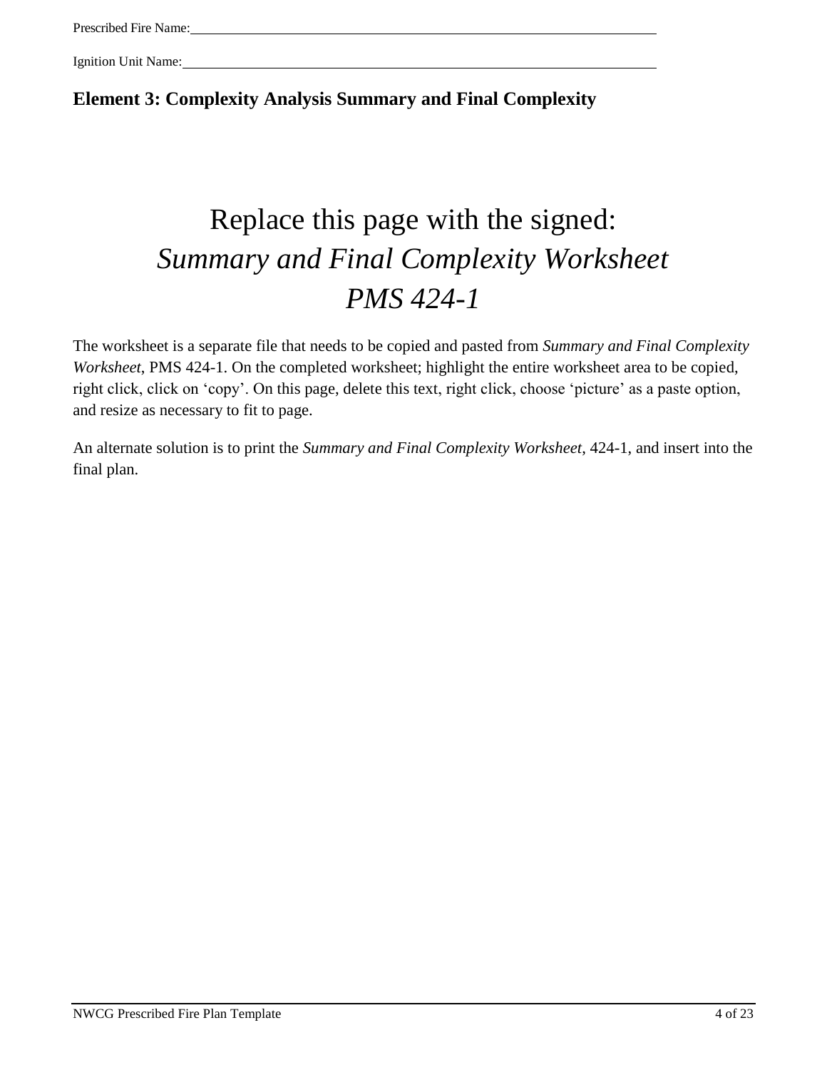Prescribed Fire Name:

Ignition Unit Name:

## Element 3: Complexity Analysis Summary and Final Complexity

# Replace this page with the signed: *Summary and Final Complexity Worksheet* *PMS 424-1*

The worksheet is a separate file that needs to be copied and pasted from *Summary and Final Complexity Worksheet*, PMS 424-1. On the completed worksheet; highlight the entire worksheet area to be copied, right click, click on 'copy'. On this page, delete this text, right click, choose 'picture' as a paste option, and resize as necessary to fit to page.

An alternate solution is to print the *Summary and Final Complexity Worksheet*, 424-1, and insert into the final plan.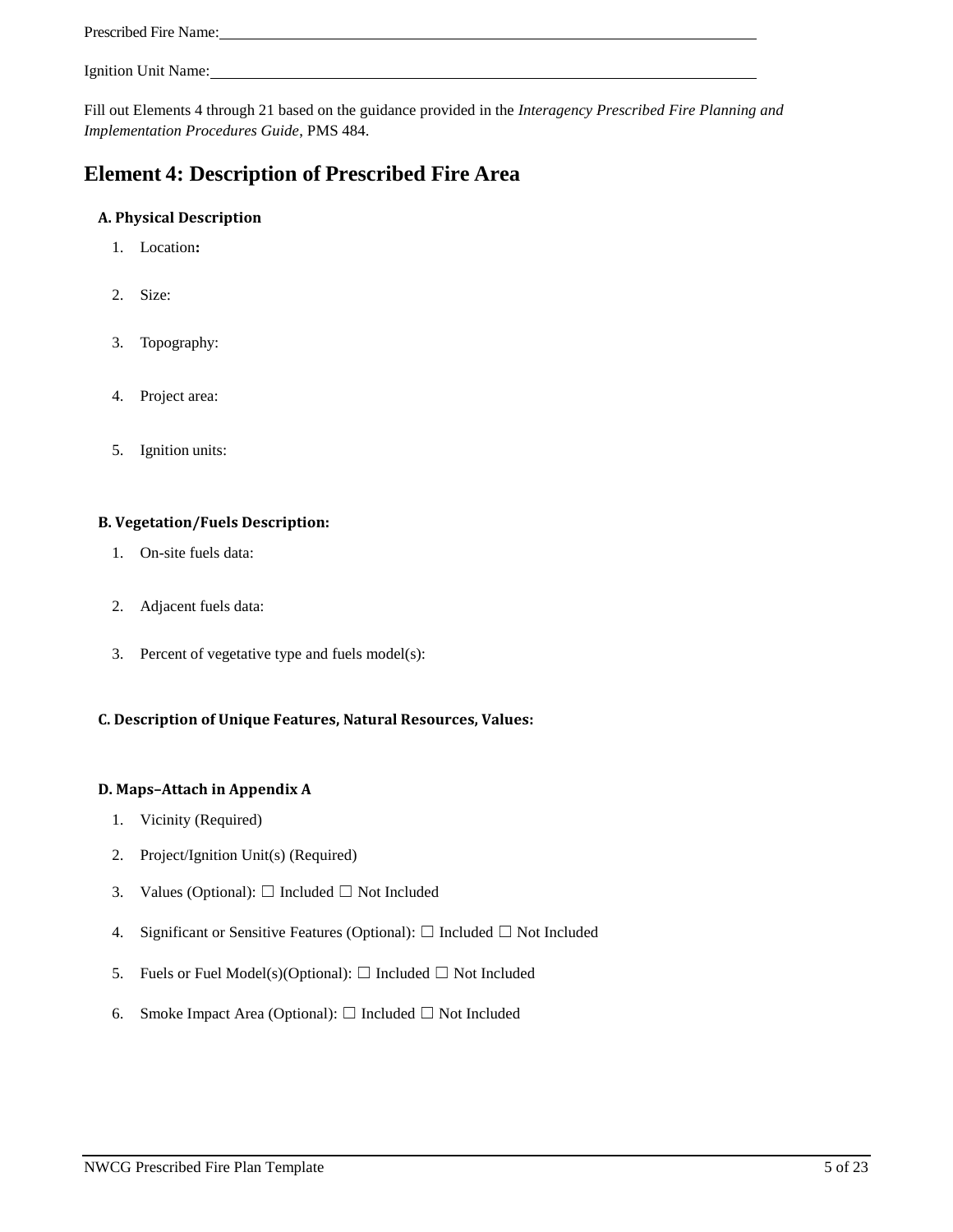Prescribed Fire Name: ______________________________

Ignition Unit Name: ______________________________

Fill out Elements 4 through 21 based on the guidance provided in the *Interagency Prescribed Fire Planning and Implementation Procedures Guide*, PMS 484.

# Element 4: Description of Prescribed Fire Area

### A. Physical Description

1. Location**:**

2. Size:

3. Topography:

4. Project area:

5. Ignition units:

### B. Vegetation/Fuels Description:

1. On-site fuels data:

2. Adjacent fuels data:

3. Percent of vegetative type and fuels model(s):

### C. Description of Unique Features, Natural Resources, Values:

### D. Maps–Attach in Appendix A

1. Vicinity (Required)
2. Project/Ignition Unit(s) (Required)
3. Values (Optional): ☐ Included ☐ Not Included
4. Significant or Sensitive Features (Optional): ☐ Included ☐ Not Included
5. Fuels or Fuel Model(s)(Optional): ☐ Included ☐ Not Included
6. Smoke Impact Area (Optional): ☐ Included ☐ Not Included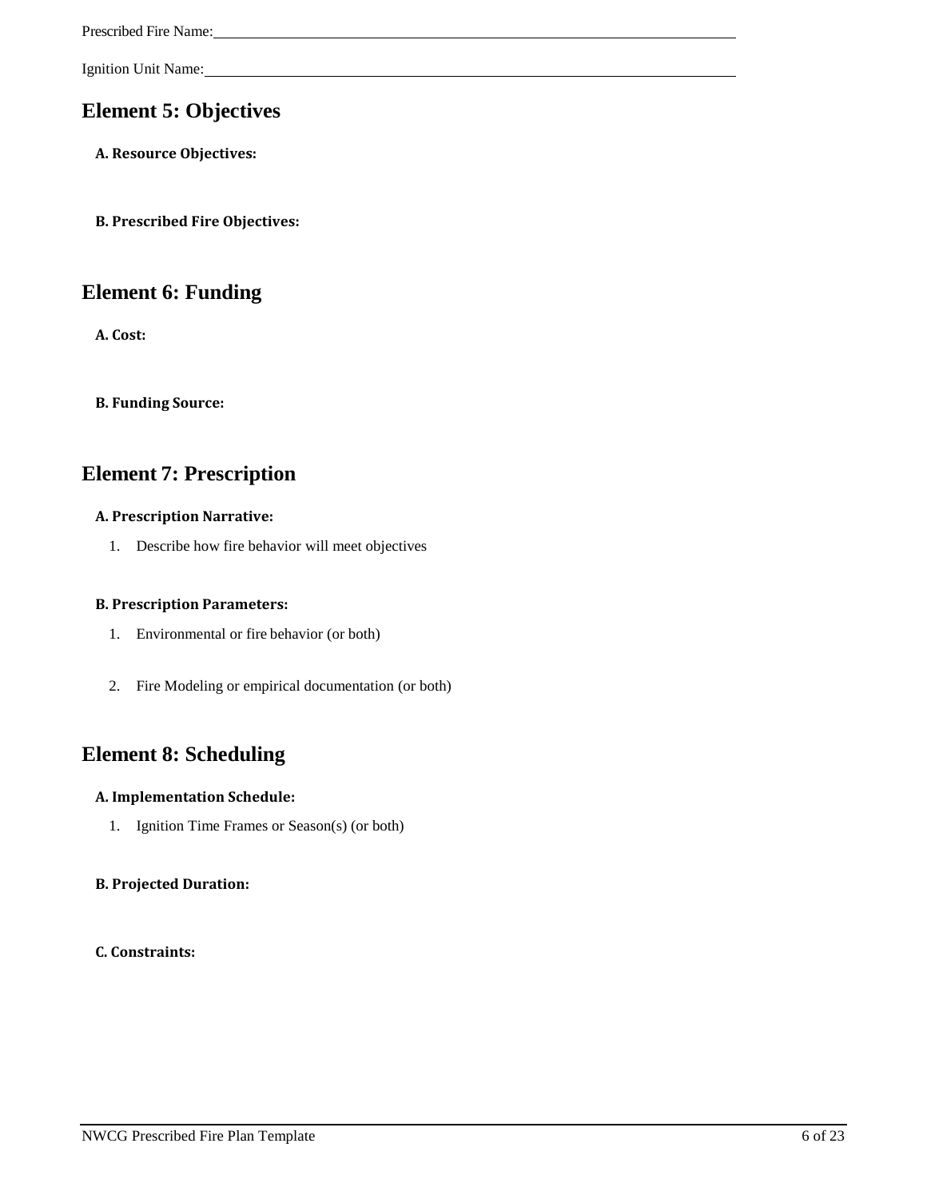Prescribed Fire Name: ____________________________________________

Ignition Unit Name: ____________________________________________

## Element 5: Objectives

**A. Resource Objectives:**

**B. Prescribed Fire Objectives:**

## Element 6: Funding

**A. Cost:**

**B. Funding Source:**

## Element 7: Prescription

**A. Prescription Narrative:**

1. Describe how fire behavior will meet objectives

**B. Prescription Parameters:**

1. Environmental or fire behavior (or both)

2. Fire Modeling or empirical documentation (or both)

## Element 8: Scheduling

**A. Implementation Schedule:**

1. Ignition Time Frames or Season(s) (or both)

**B. Projected Duration:**

**C. Constraints:**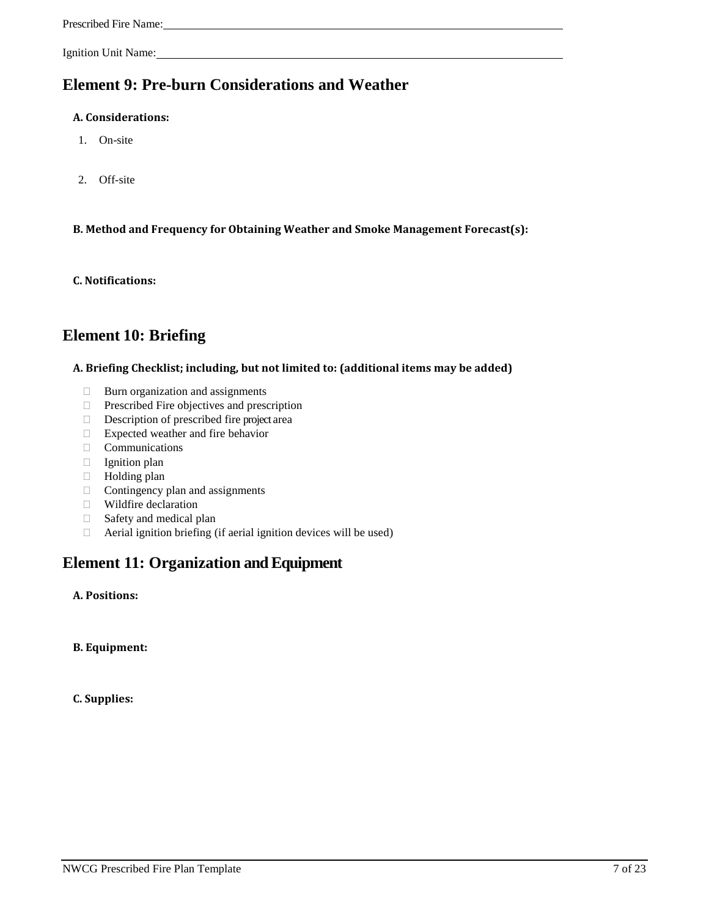Prescribed Fire Name: ____________________

Ignition Unit Name: ____________________

## Element 9: Pre-burn Considerations and Weather

### A. Considerations:

1. On-site

2. Off-site

### B. Method and Frequency for Obtaining Weather and Smoke Management Forecast(s):

### C. Notifications:

## Element 10: Briefing

### A. Briefing Checklist; including, but not limited to: (additional items may be added)

- ☐ Burn organization and assignments
- ☐ Prescribed Fire objectives and prescription
- ☐ Description of prescribed fire project area
- ☐ Expected weather and fire behavior
- ☐ Communications
- ☐ Ignition plan
- ☐ Holding plan
- ☐ Contingency plan and assignments
- ☐ Wildfire declaration
- ☐ Safety and medical plan
- ☐ Aerial ignition briefing (if aerial ignition devices will be used)

## Element 11: Organization and Equipment

### A. Positions:

### B. Equipment:

### C. Supplies: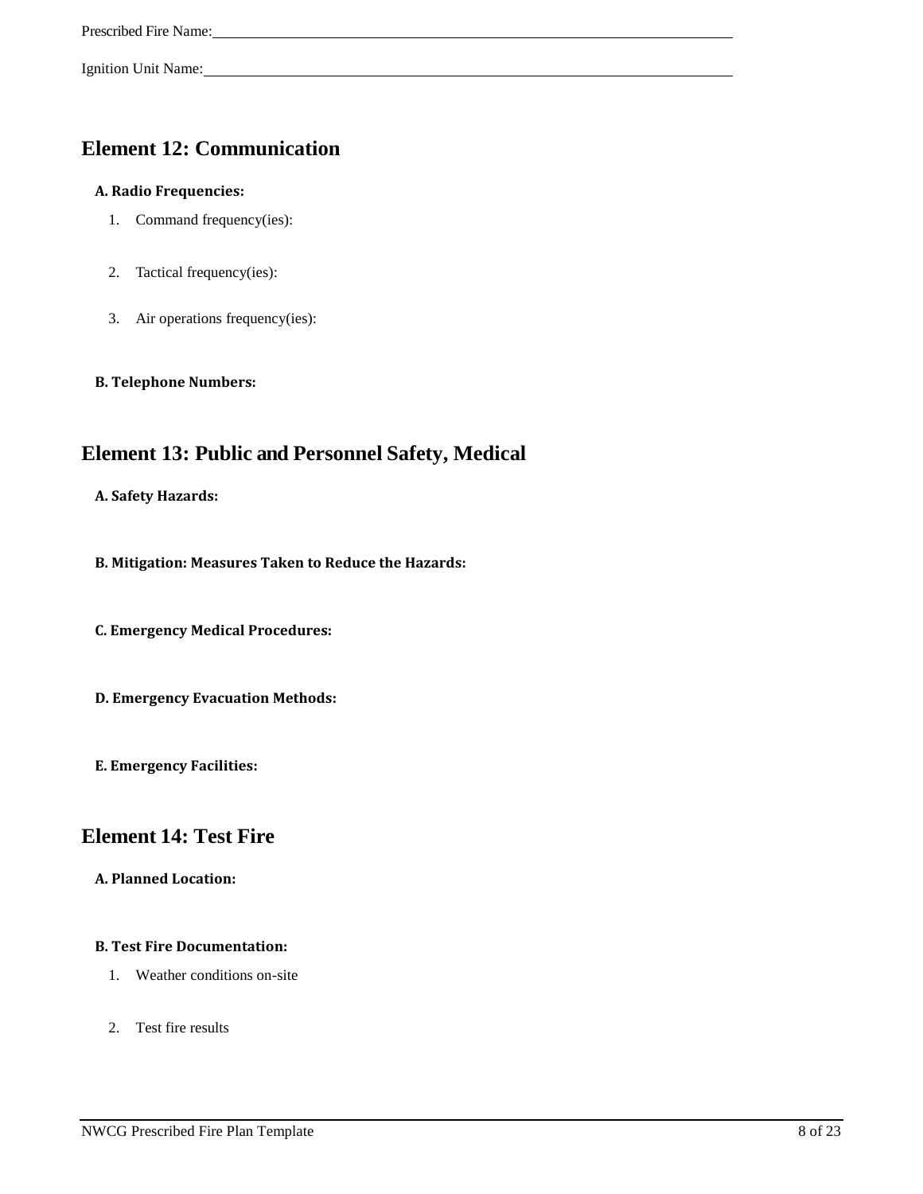Prescribed Fire Name: ____________________________________________

Ignition Unit Name: ____________________________________________

## Element 12: Communication

**A. Radio Frequencies:**

1. Command frequency(ies):
2. Tactical frequency(ies):
3. Air operations frequency(ies):

**B. Telephone Numbers:**

## Element 13: Public and Personnel Safety, Medical

**A. Safety Hazards:**

**B. Mitigation: Measures Taken to Reduce the Hazards:**

**C. Emergency Medical Procedures:**

**D. Emergency Evacuation Methods:**

**E. Emergency Facilities:**

## Element 14: Test Fire

**A. Planned Location:**

**B. Test Fire Documentation:**

1. Weather conditions on-site
2. Test fire results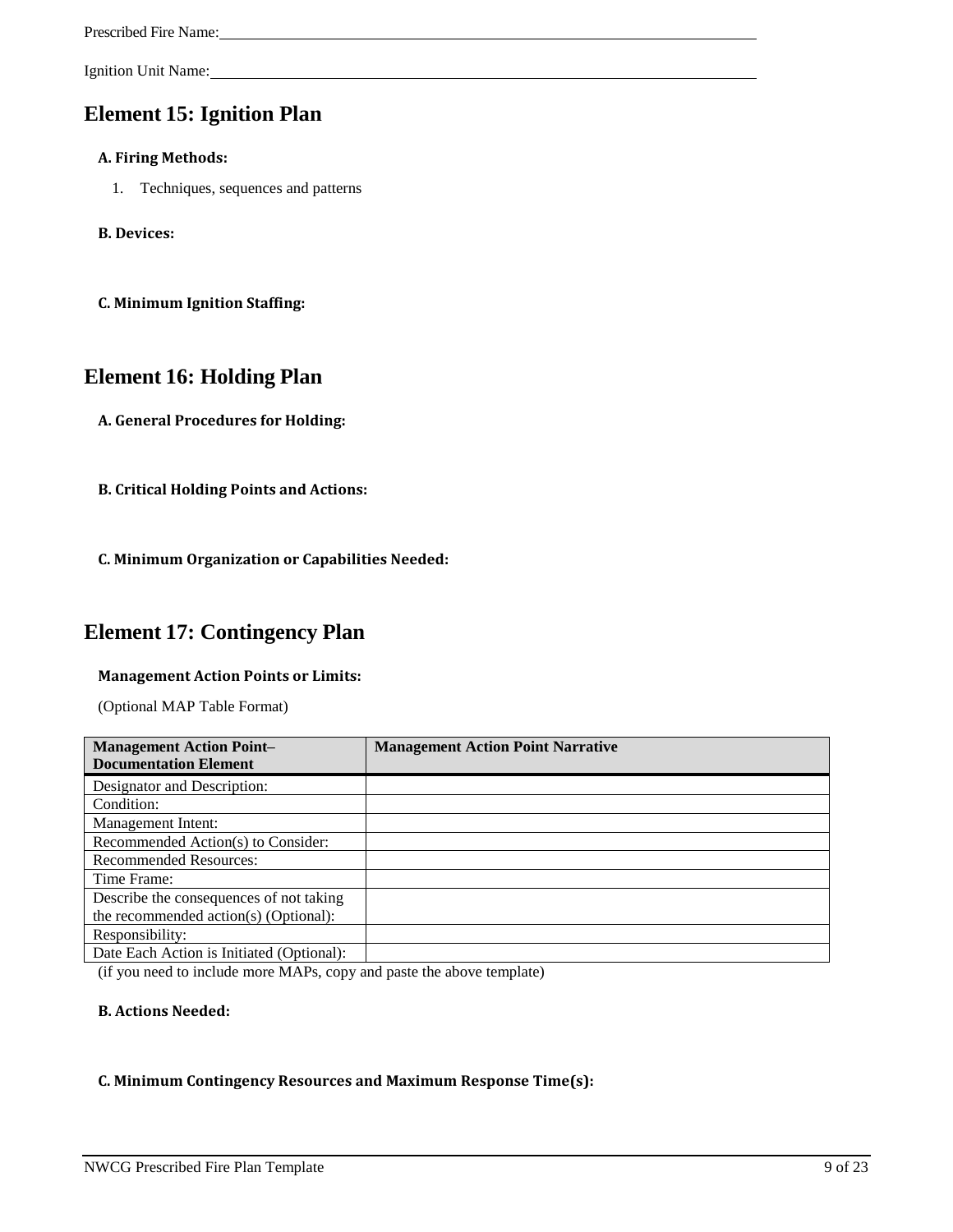Prescribed Fire Name: ___________________________________________

Ignition Unit Name: ___________________________________________

## Element 15: Ignition Plan

### A. Firing Methods:

1. Techniques, sequences and patterns

### B. Devices:

### C. Minimum Ignition Staffing:

## Element 16: Holding Plan

### A. General Procedures for Holding:

### B. Critical Holding Points and Actions:

### C. Minimum Organization or Capabilities Needed:

## Element 17: Contingency Plan

### Management Action Points or Limits:

(Optional MAP Table Format)

| Management Action Point–Documentation Element | Management Action Point Narrative |
|---|---|
| Designator and Description: | |
| Condition: | |
| Management Intent: | |
| Recommended Action(s) to Consider: | |
| Recommended Resources: | |
| Time Frame: | |
| Describe the consequences of not taking the recommended action(s) (Optional): | |
| Responsibility: | |
| Date Each Action is Initiated (Optional): | |

(if you need to include more MAPs, copy and paste the above template)

### B. Actions Needed:

### C. Minimum Contingency Resources and Maximum Response Time(s):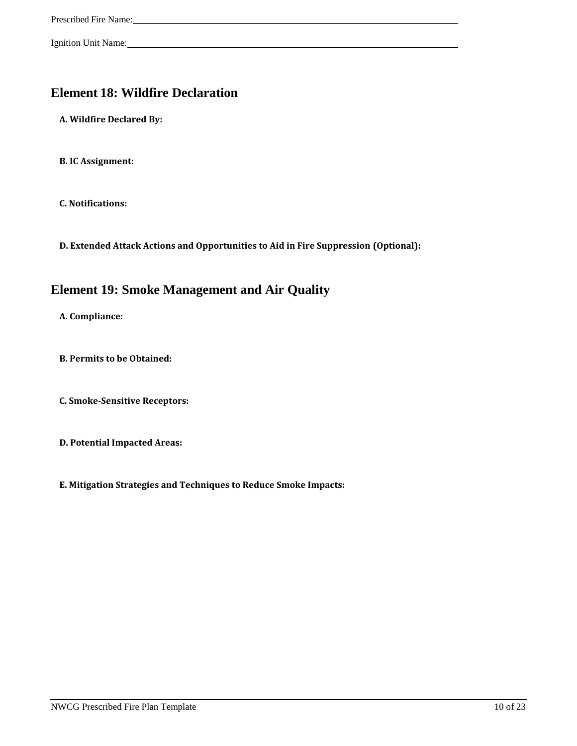Prescribed Fire Name: ____________________________________________

Ignition Unit Name: ____________________________________________

## Element 18: Wildfire Declaration

**A. Wildfire Declared By:**

**B. IC Assignment:**

**C. Notifications:**

**D. Extended Attack Actions and Opportunities to Aid in Fire Suppression (Optional):**

## Element 19: Smoke Management and Air Quality

**A. Compliance:**

**B. Permits to be Obtained:**

**C. Smoke-Sensitive Receptors:**

**D. Potential Impacted Areas:**

**E. Mitigation Strategies and Techniques to Reduce Smoke Impacts:**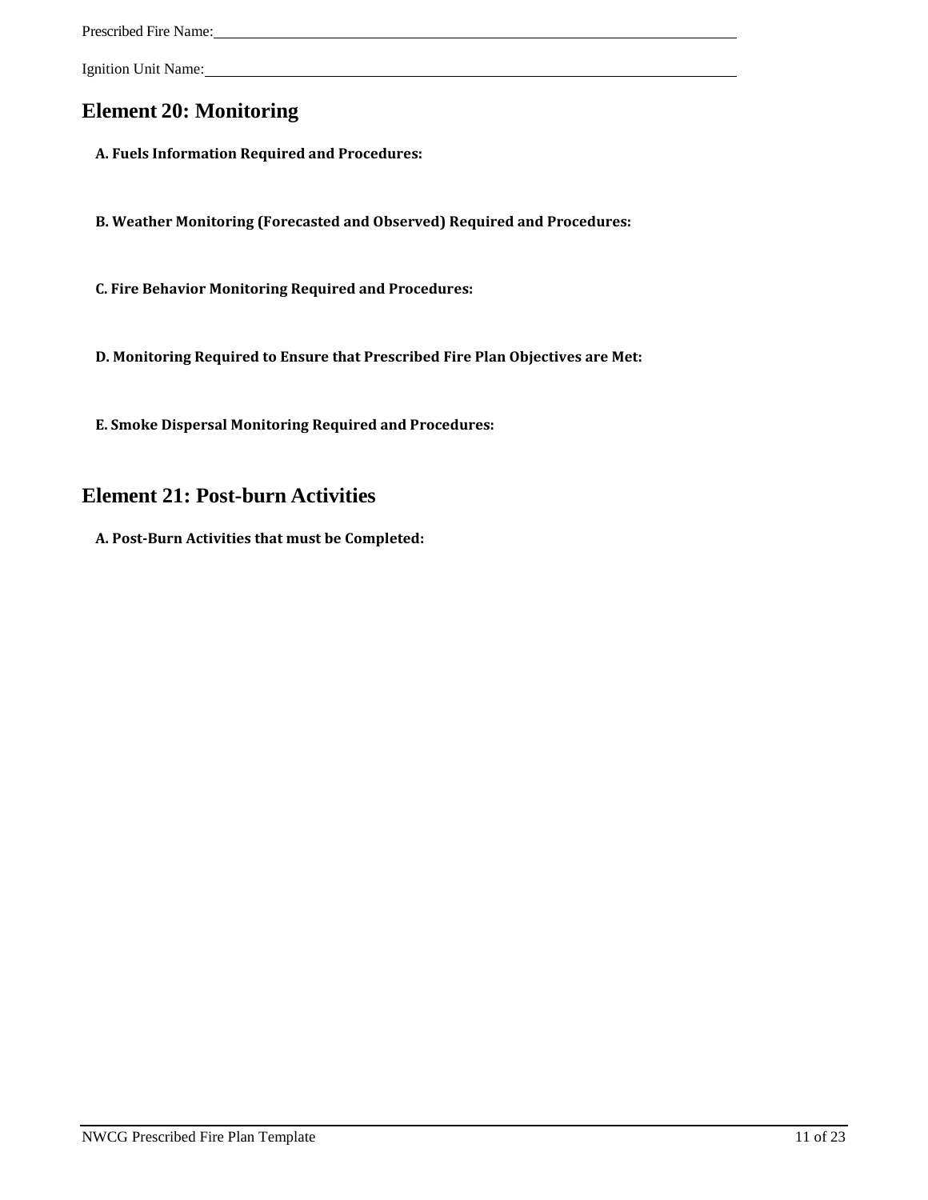Prescribed Fire Name:\_\_\_\_\_\_\_\_\_\_\_\_\_\_\_\_\_\_\_\_\_\_\_\_\_\_\_\_\_\_\_\_\_\_\_\_\_\_\_\_\_\_\_\_\_\_\_\_\_\_\_\_

Ignition Unit Name:\_\_\_\_\_\_\_\_\_\_\_\_\_\_\_\_\_\_\_\_\_\_\_\_\_\_\_\_\_\_\_\_\_\_\_\_\_\_\_\_\_\_\_\_\_\_\_\_\_\_\_\_\_\_

## Element 20: Monitoring

**A. Fuels Information Required and Procedures:**

**B. Weather Monitoring (Forecasted and Observed) Required and Procedures:**

**C. Fire Behavior Monitoring Required and Procedures:**

**D. Monitoring Required to Ensure that Prescribed Fire Plan Objectives are Met:**

**E. Smoke Dispersal Monitoring Required and Procedures:**

## Element 21: Post-burn Activities

**A. Post-Burn Activities that must be Completed:**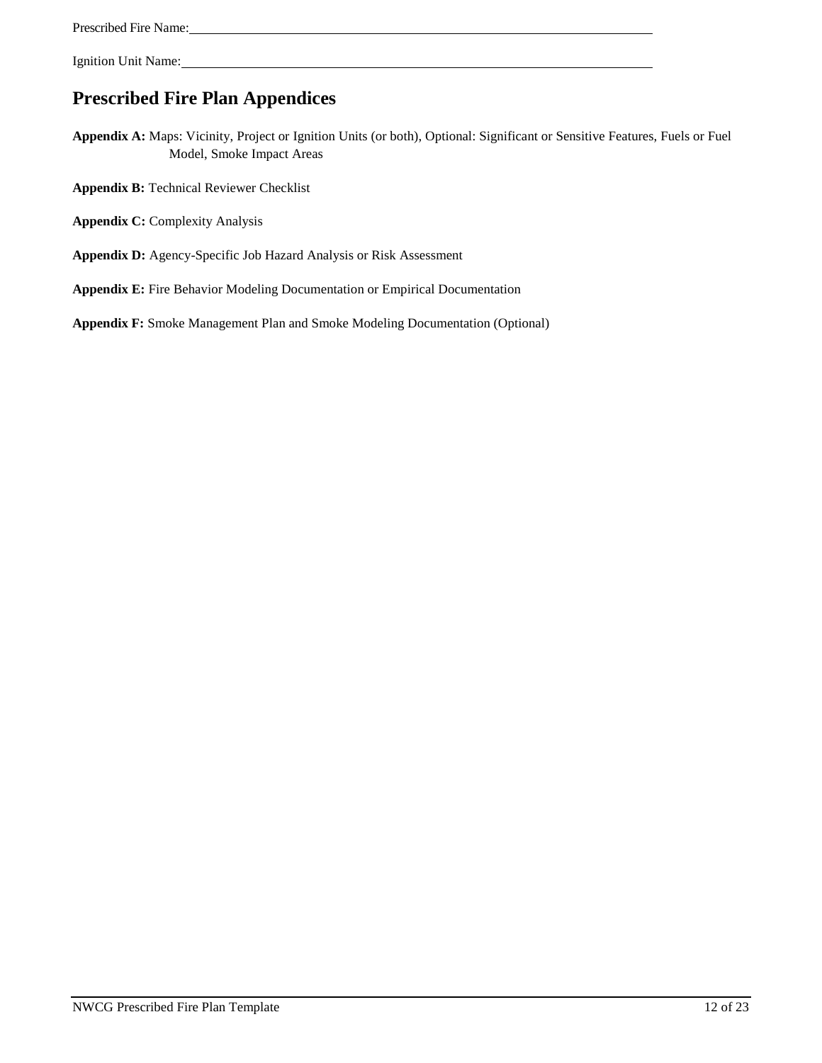Prescribed Fire Name: ____________________

Ignition Unit Name: ____________________

## Prescribed Fire Plan Appendices

**Appendix A:** Maps: Vicinity, Project or Ignition Units (or both), Optional: Significant or Sensitive Features, Fuels or Fuel Model, Smoke Impact Areas

**Appendix B:** Technical Reviewer Checklist

**Appendix C:** Complexity Analysis

**Appendix D:** Agency-Specific Job Hazard Analysis or Risk Assessment

**Appendix E:** Fire Behavior Modeling Documentation or Empirical Documentation

**Appendix F:** Smoke Management Plan and Smoke Modeling Documentation (Optional)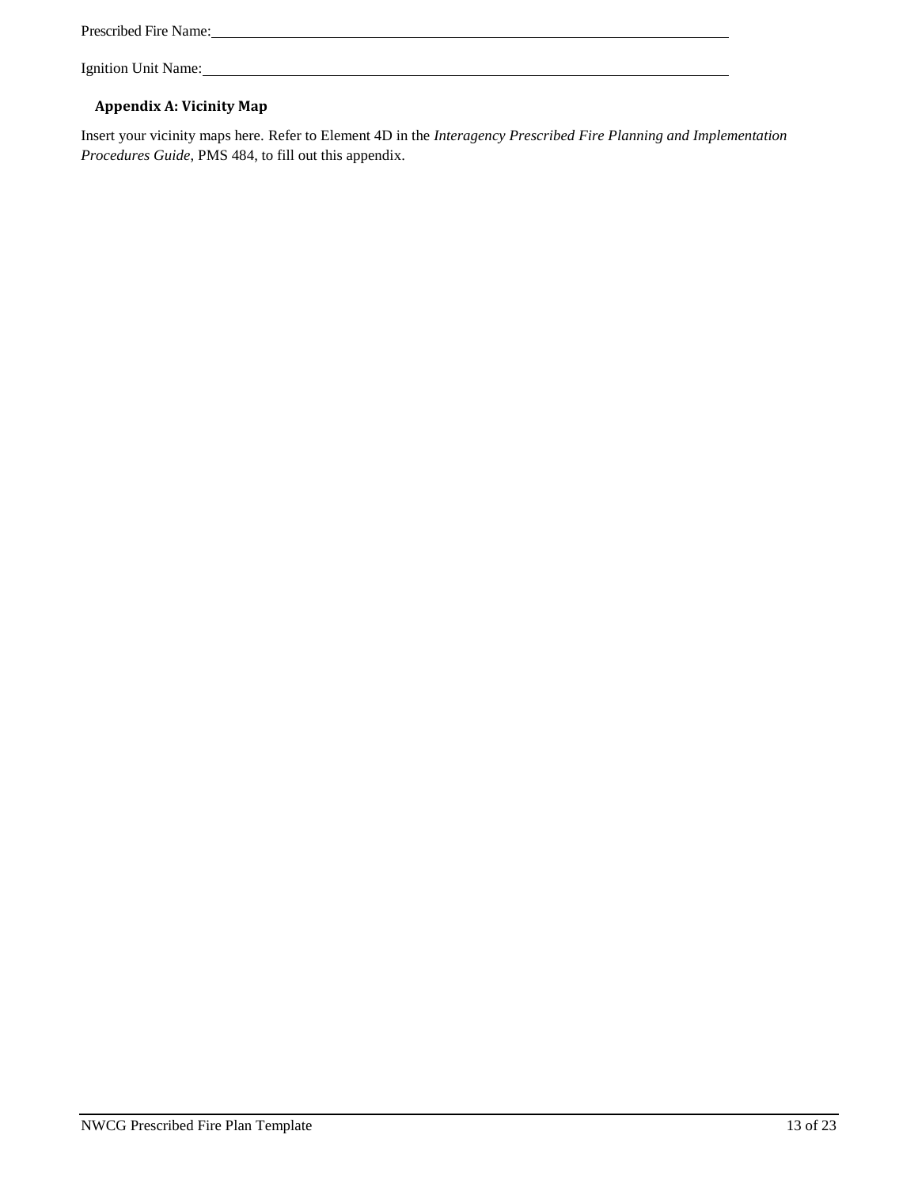Prescribed Fire Name: ______________________________________________

Ignition Unit Name: ______________________________________________

## Appendix A: Vicinity Map

Insert your vicinity maps here. Refer to Element 4D in the *Interagency Prescribed Fire Planning and Implementation Procedures Guide*, PMS 484, to fill out this appendix.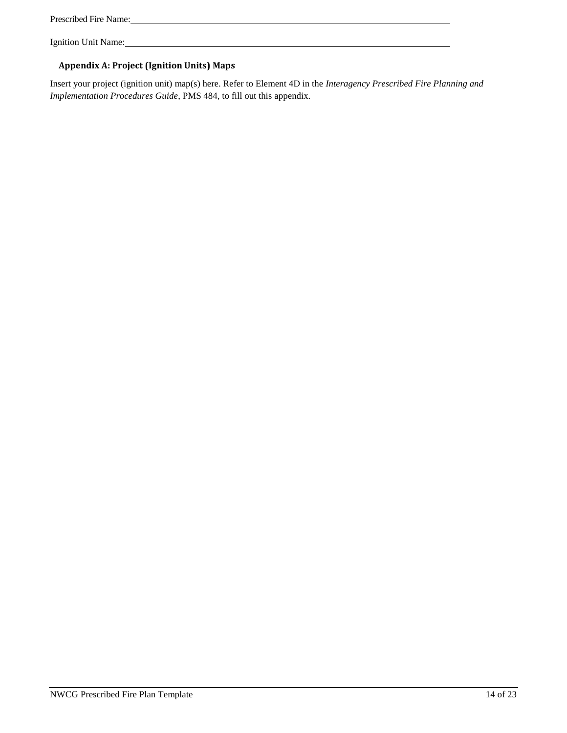Prescribed Fire Name: \_\_\_\_\_\_\_\_\_\_\_\_\_\_\_\_\_\_\_\_\_\_\_\_\_\_\_\_\_\_\_\_\_\_\_\_\_\_\_\_

Ignition Unit Name: \_\_\_\_\_\_\_\_\_\_\_\_\_\_\_\_\_\_\_\_\_\_\_\_\_\_\_\_\_\_\_\_\_\_\_\_\_\_\_\_

## Appendix A: Project (Ignition Units) Maps

Insert your project (ignition unit) map(s) here. Refer to Element 4D in the *Interagency Prescribed Fire Planning and Implementation Procedures Guide*, PMS 484, to fill out this appendix.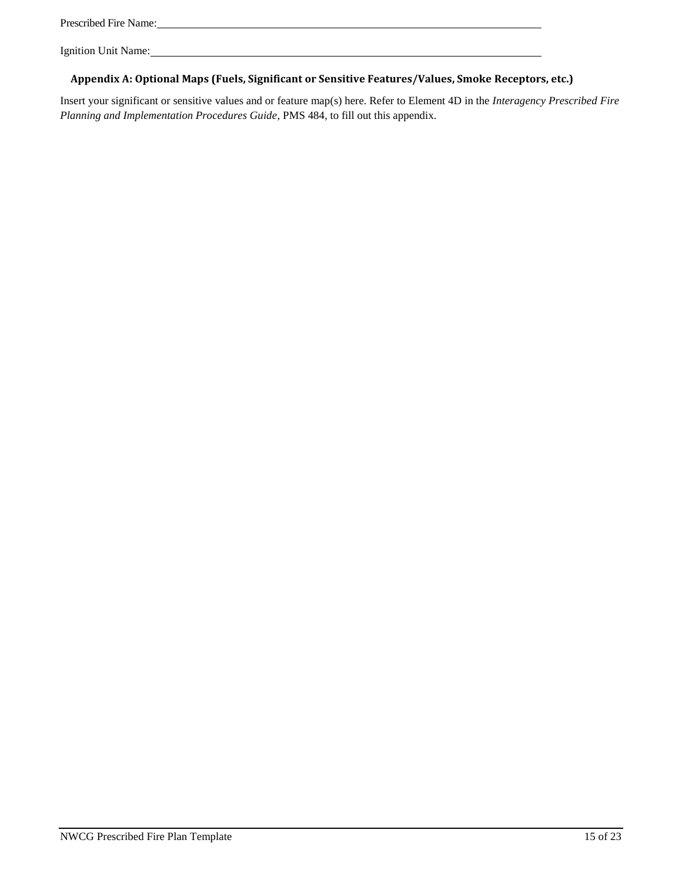Prescribed Fire Name: ____________________________________________

Ignition Unit Name: ____________________________________________

## Appendix A: Optional Maps (Fuels, Significant or Sensitive Features/Values, Smoke Receptors, etc.)

Insert your significant or sensitive values and or feature map(s) here. Refer to Element 4D in the *Interagency Prescribed Fire Planning and Implementation Procedures Guide*, PMS 484, to fill out this appendix.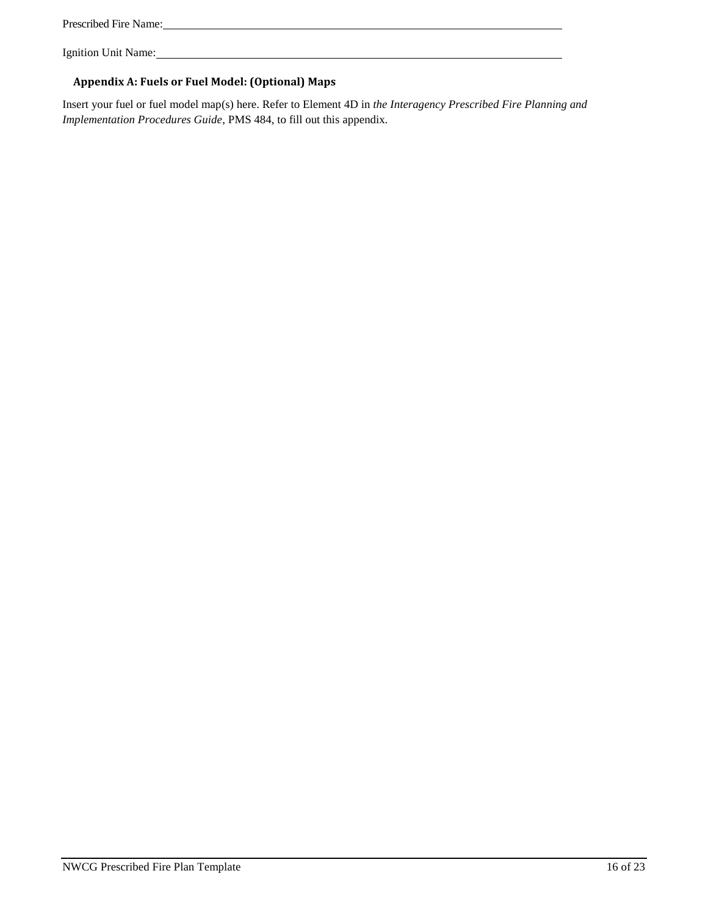Prescribed Fire Name: ______________________________________________

Ignition Unit Name: ______________________________________________

## Appendix A: Fuels or Fuel Model: (Optional) Maps

Insert your fuel or fuel model map(s) here. Refer to Element 4D in *the Interagency Prescribed Fire Planning and Implementation Procedures Guide*, PMS 484, to fill out this appendix.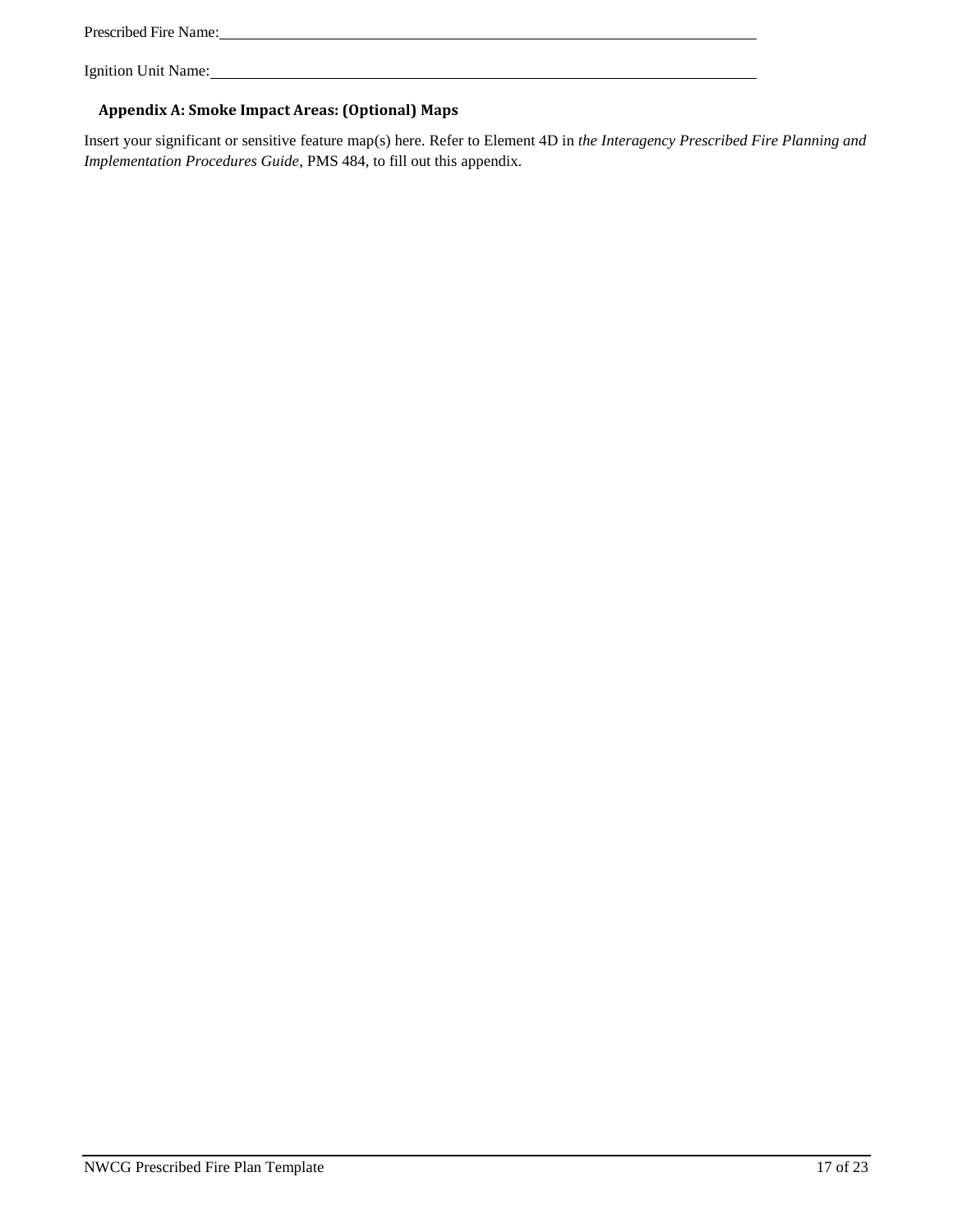Prescribed Fire Name: ______________________________________________

Ignition Unit Name: ______________________________________________

## Appendix A: Smoke Impact Areas: (Optional) Maps

Insert your significant or sensitive feature map(s) here. Refer to Element 4D in *the Interagency Prescribed Fire Planning and Implementation Procedures Guide*, PMS 484, to fill out this appendix.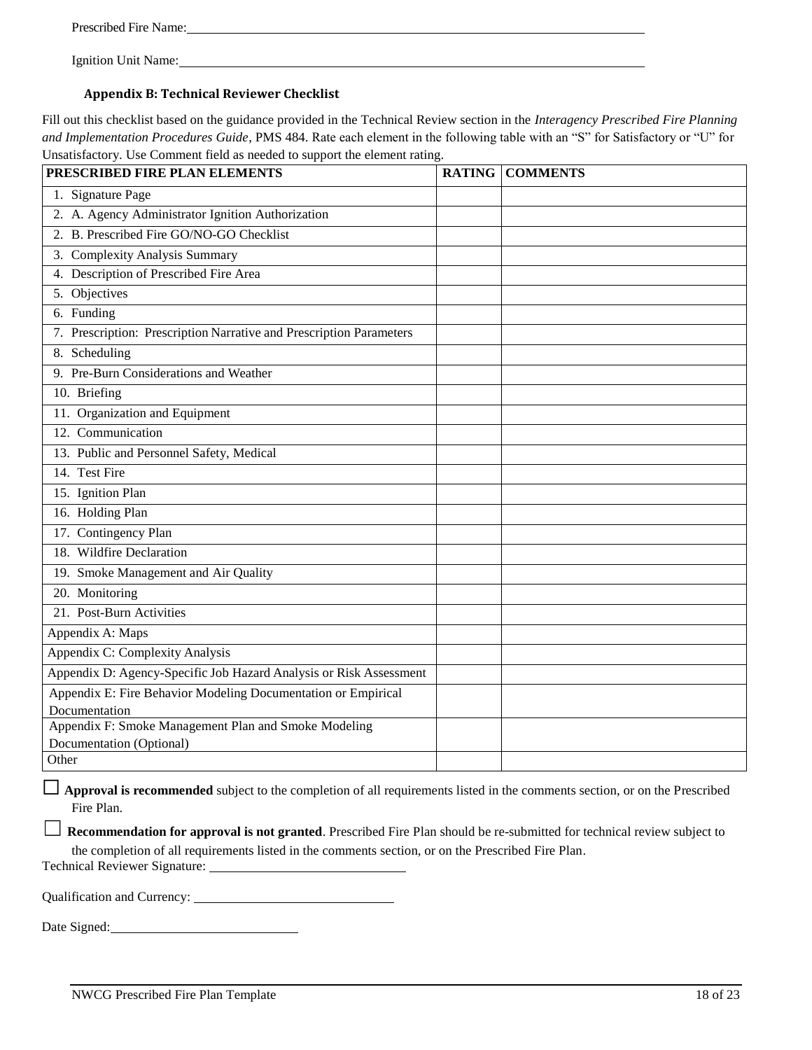Prescribed Fire Name: ______________________________________________

Ignition Unit Name: ______________________________________________

### Appendix B: Technical Reviewer Checklist

Fill out this checklist based on the guidance provided in the Technical Review section in the *Interagency Prescribed Fire Planning and Implementation Procedures Guide*, PMS 484. Rate each element in the following table with an "S" for Satisfactory or "U" for Unsatisfactory. Use Comment field as needed to support the element rating.

| PRESCRIBED FIRE PLAN ELEMENTS | RATING | COMMENTS |
|---|---|---|
| 1. Signature Page | | |
| 2. A. Agency Administrator Ignition Authorization | | |
| 2. B. Prescribed Fire GO/NO-GO Checklist | | |
| 3. Complexity Analysis Summary | | |
| 4. Description of Prescribed Fire Area | | |
| 5. Objectives | | |
| 6. Funding | | |
| 7. Prescription: Prescription Narrative and Prescription Parameters | | |
| 8. Scheduling | | |
| 9. Pre-Burn Considerations and Weather | | |
| 10. Briefing | | |
| 11. Organization and Equipment | | |
| 12. Communication | | |
| 13. Public and Personnel Safety, Medical | | |
| 14. Test Fire | | |
| 15. Ignition Plan | | |
| 16. Holding Plan | | |
| 17. Contingency Plan | | |
| 18. Wildfire Declaration | | |
| 19. Smoke Management and Air Quality | | |
| 20. Monitoring | | |
| 21. Post-Burn Activities | | |
| Appendix A: Maps | | |
| Appendix C: Complexity Analysis | | |
| Appendix D: Agency-Specific Job Hazard Analysis or Risk Assessment | | |
| Appendix E: Fire Behavior Modeling Documentation or Empirical Documentation | | |
| Appendix F: Smoke Management Plan and Smoke Modeling Documentation (Optional) | | |
| Other | | |

☐ **Approval is recommended** subject to the completion of all requirements listed in the comments section, or on the Prescribed Fire Plan.

☐ **Recommendation for approval is not granted**. Prescribed Fire Plan should be re-submitted for technical review subject to the completion of all requirements listed in the comments section, or on the Prescribed Fire Plan.

Technical Reviewer Signature: ______________________________

Qualification and Currency: ______________________________

Date Signed: ____________________________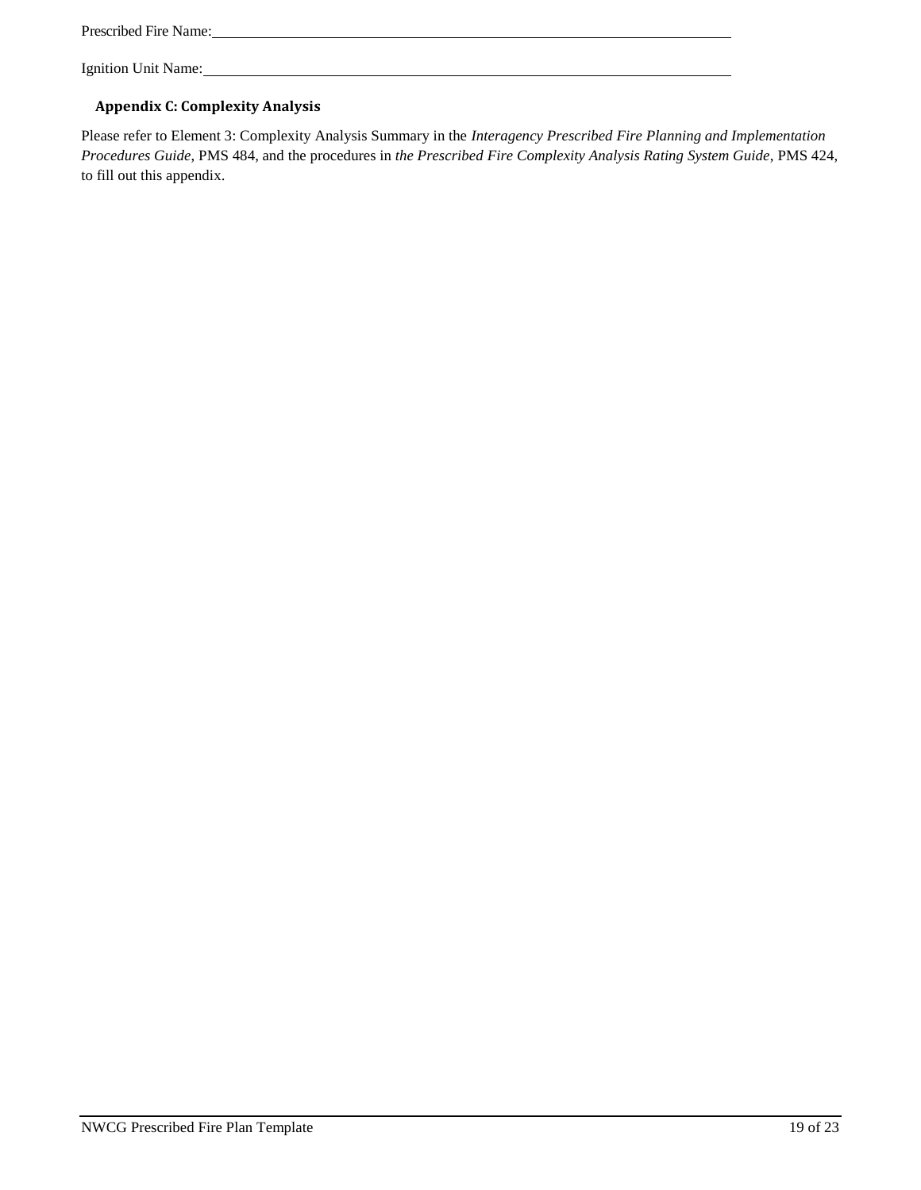Prescribed Fire Name: ______________________________________________

Ignition Unit Name: ______________________________________________

## Appendix C: Complexity Analysis

Please refer to Element 3: Complexity Analysis Summary in the *Interagency Prescribed Fire Planning and Implementation Procedures Guide*, PMS 484, and the procedures in *the Prescribed Fire Complexity Analysis Rating System Guide*, PMS 424, to fill out this appendix.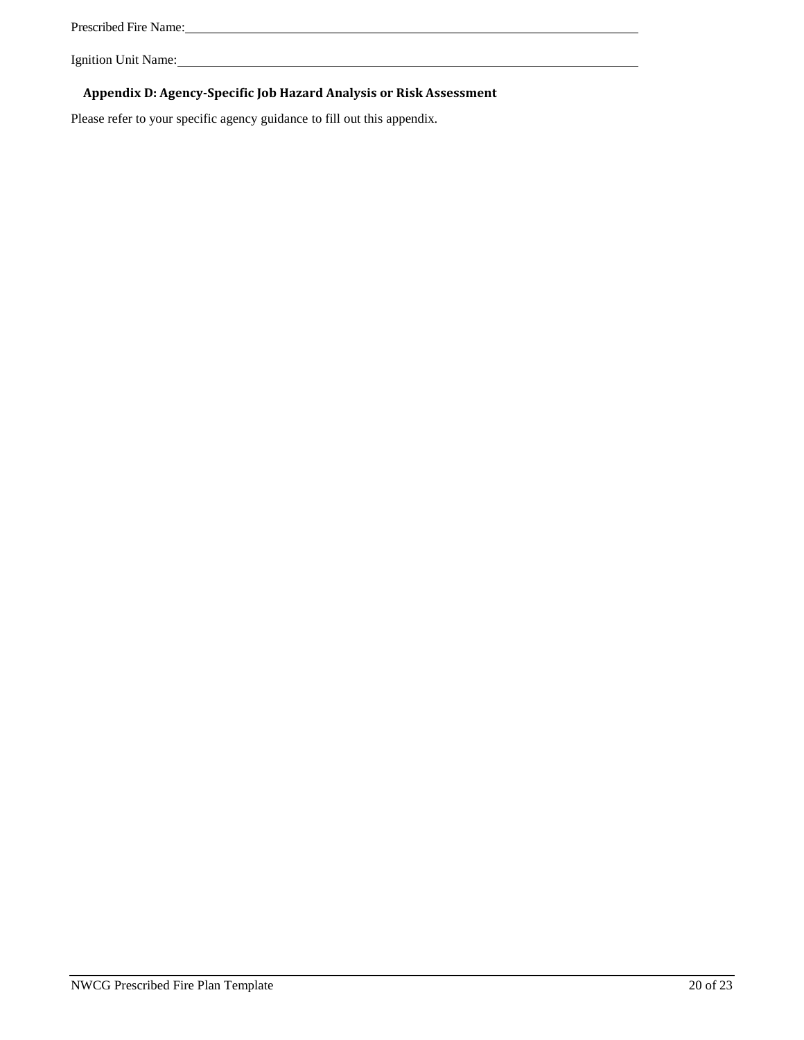Prescribed Fire Name: ___________________________________________

Ignition Unit Name: ___________________________________________

## Appendix D: Agency-Specific Job Hazard Analysis or Risk Assessment

Please refer to your specific agency guidance to fill out this appendix.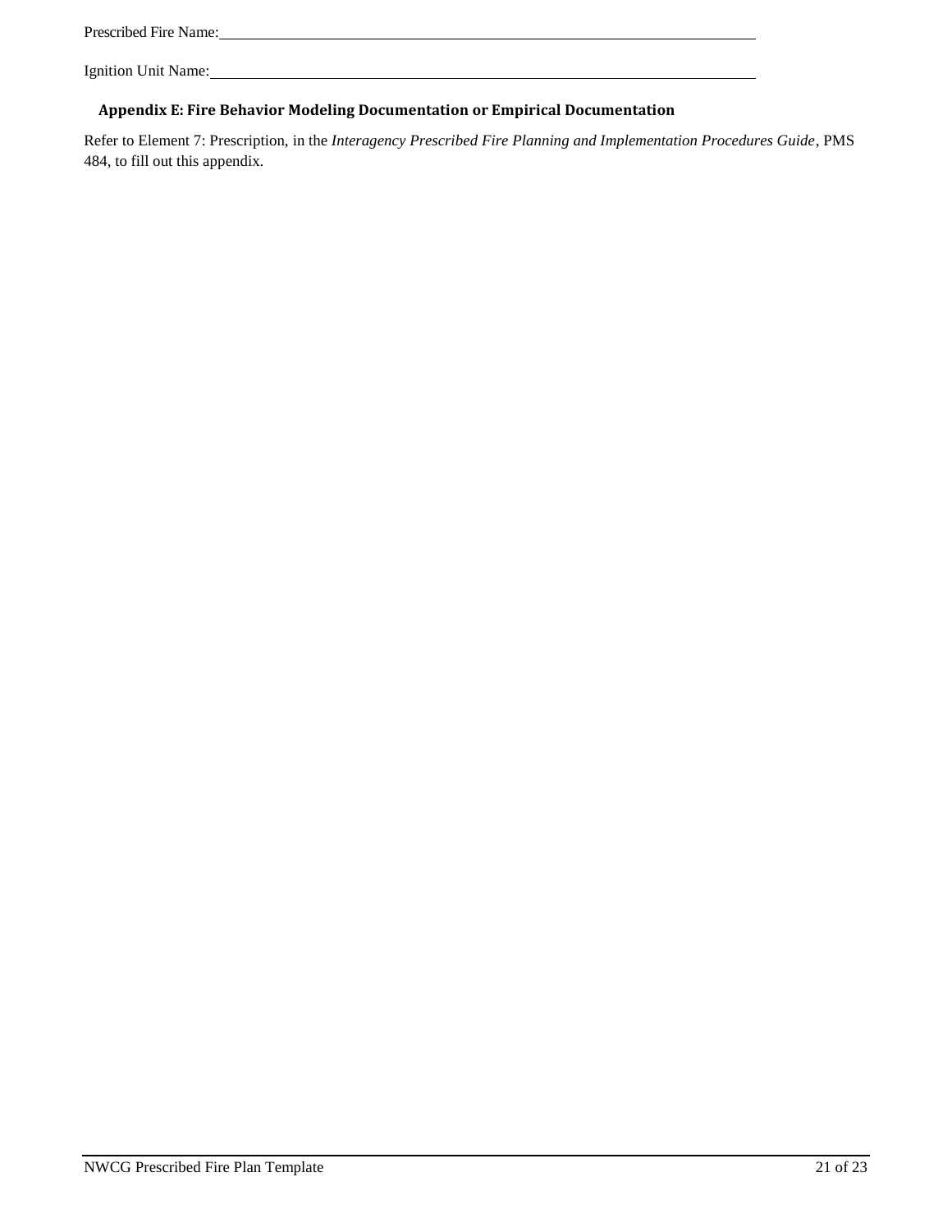Prescribed Fire Name: \_\_\_\_\_\_\_\_\_\_\_\_\_\_\_\_\_\_\_\_\_\_\_\_\_\_\_\_\_\_\_\_\_\_\_\_\_\_\_\_

Ignition Unit Name: \_\_\_\_\_\_\_\_\_\_\_\_\_\_\_\_\_\_\_\_\_\_\_\_\_\_\_\_\_\_\_\_\_\_\_\_\_\_\_\_

## Appendix E: Fire Behavior Modeling Documentation or Empirical Documentation

Refer to Element 7: Prescription, in the *Interagency Prescribed Fire Planning and Implementation Procedures Guide*, PMS 484, to fill out this appendix.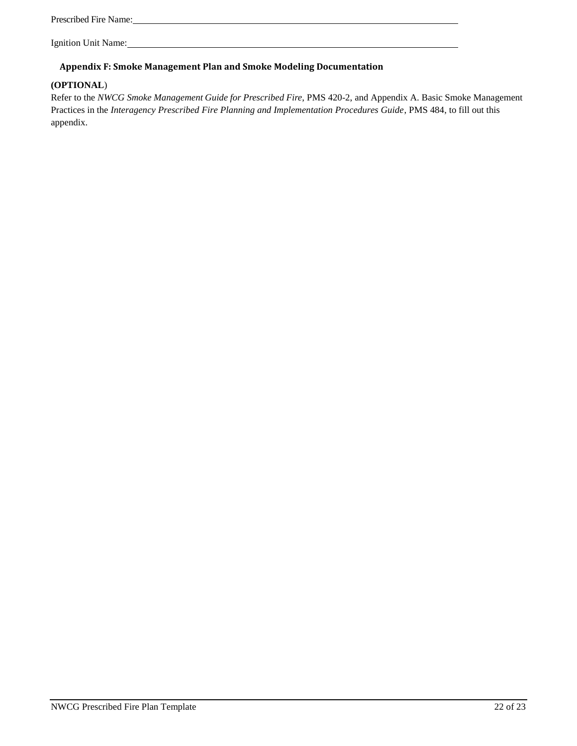Prescribed Fire Name: ______________________________________________

Ignition Unit Name: ______________________________________________

## Appendix F: Smoke Management Plan and Smoke Modeling Documentation

**(OPTIONAL**)

Refer to the *NWCG Smoke Management Guide for Prescribed Fire*, PMS 420-2, and Appendix A. Basic Smoke Management Practices in the *Interagency Prescribed Fire Planning and Implementation Procedures Guide*, PMS 484, to fill out this appendix.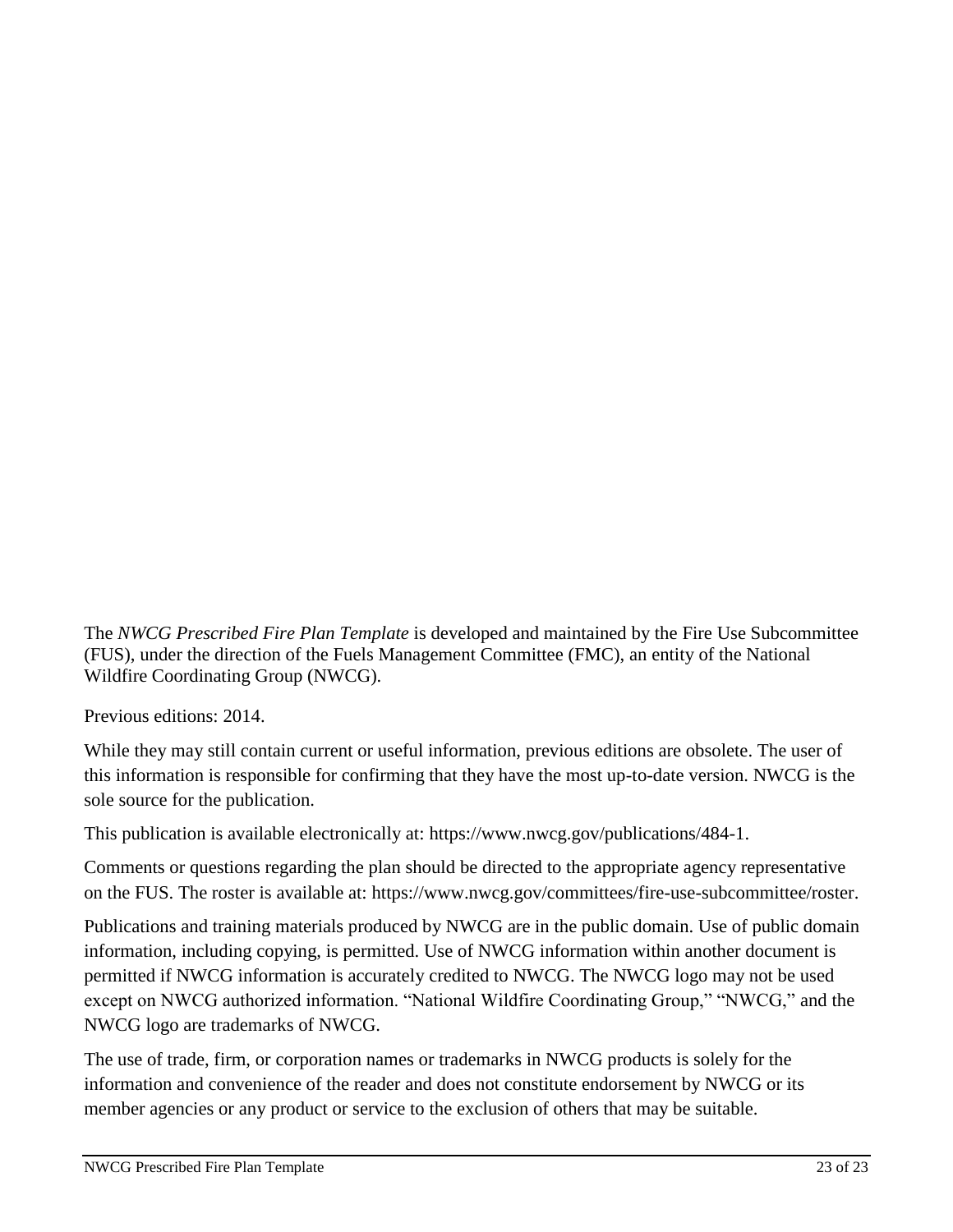The *NWCG Prescribed Fire Plan Template* is developed and maintained by the Fire Use Subcommittee (FUS), under the direction of the Fuels Management Committee (FMC), an entity of the National Wildfire Coordinating Group (NWCG).

Previous editions: 2014.

While they may still contain current or useful information, previous editions are obsolete. The user of this information is responsible for confirming that they have the most up-to-date version. NWCG is the sole source for the publication.

This publication is available electronically at: https://www.nwcg.gov/publications/484-1.

Comments or questions regarding the plan should be directed to the appropriate agency representative on the FUS. The roster is available at: https://www.nwcg.gov/committees/fire-use-subcommittee/roster.

Publications and training materials produced by NWCG are in the public domain. Use of public domain information, including copying, is permitted. Use of NWCG information within another document is permitted if NWCG information is accurately credited to NWCG. The NWCG logo may not be used except on NWCG authorized information. "National Wildfire Coordinating Group," "NWCG," and the NWCG logo are trademarks of NWCG.

The use of trade, firm, or corporation names or trademarks in NWCG products is solely for the information and convenience of the reader and does not constitute endorsement by NWCG or its member agencies or any product or service to the exclusion of others that may be suitable.